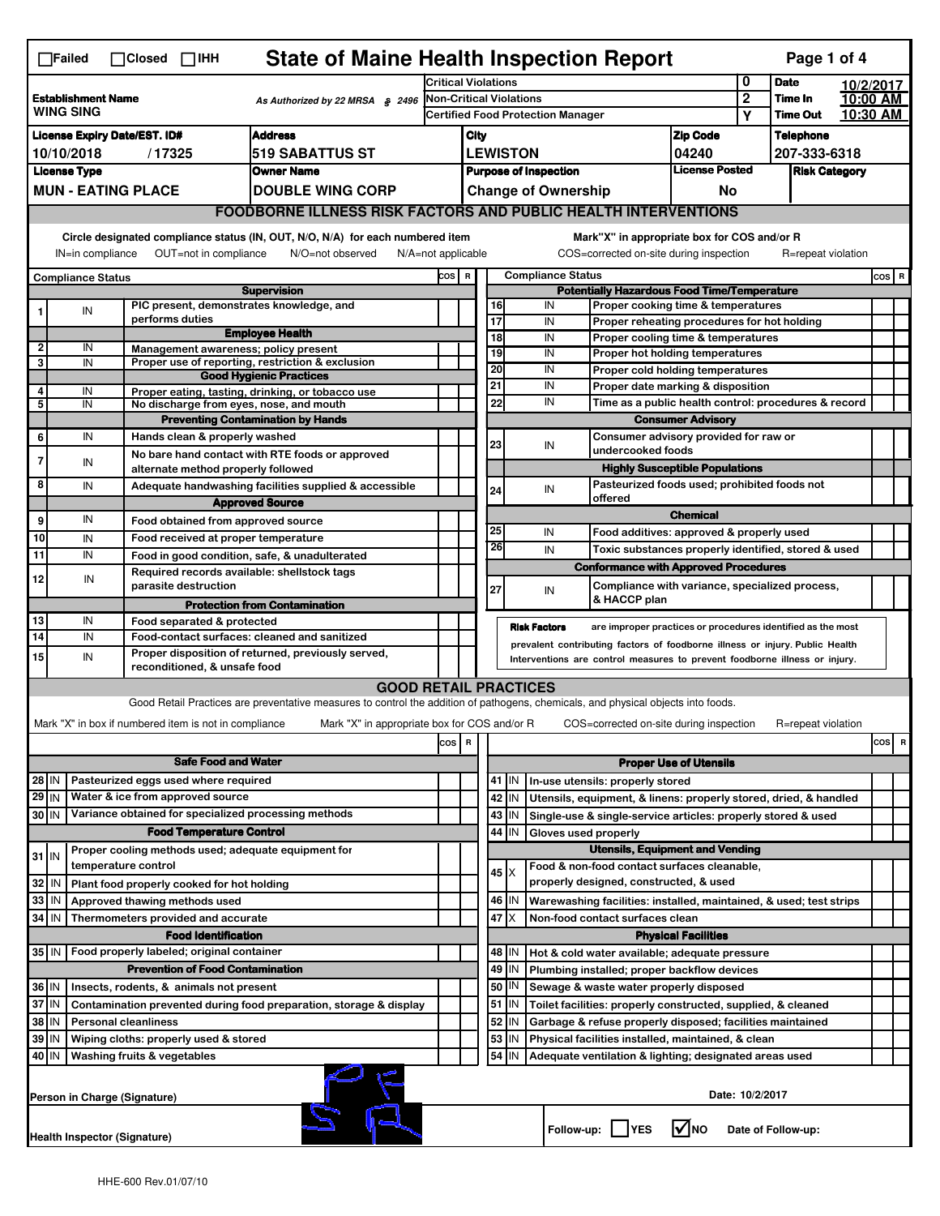☐Failed ☐Closed ☐IHH

# State of Maine Health Inspection Report

| | | | |
|---|---|---|---|
| **Establishment Name** WING SING | As Authorized by 22 MRSA § 2496 | Critical Violations | 0 |
| | | Non-Critical Violations | 2 |
| | | Certified Food Protection Manager | Y |

**Date** 10/2/2017 **Time In** 10:00 AM **Time Out** 10:30 AM

| License Expiry Date/EST. ID# | Address | City | Zip Code | Telephone |
|---|---|---|---|---|
| 10/10/2018 / 17325 | 519 SABATTUS ST | LEWISTON | 04240 | 207-333-6318 |

| License Type | Owner Name | Purpose of Inspection | License Posted | Risk Category |
|---|---|---|---|---|
| MUN - EATING PLACE | DOUBLE WING CORP | Change of Ownership | No | |

## FOODBORNE ILLNESS RISK FACTORS AND PUBLIC HEALTH INTERVENTIONS

Circle designated compliance status (IN, OUT, N/O, N/A) for each numbered item. Mark"X" in appropriate box for COS and/or R

IN=in compliance OUT=not in compliance N/O=not observed N/A=not applicable COS=corrected on-site during inspection R=repeat violation

| # | Compliance Status | Item | COS | R |
|---|---|---|---|---|
| | | **Supervision** | | |
| 1 | IN | PIC present, demonstrates knowledge, and performs duties | | |
| | | **Employee Health** | | |
| 2 | IN | Management awareness; policy present | | |
| 3 | IN | Proper use of reporting, restriction & exclusion | | |
| | | **Good Hygienic Practices** | | |
| 4 | IN | Proper eating, tasting, drinking, or tobacco use | | |
| 5 | IN | No discharge from eyes, nose, and mouth | | |
| | | **Preventing Contamination by Hands** | | |
| 6 | IN | Hands clean & properly washed | | |
| 7 | IN | No bare hand contact with RTE foods or approved alternate method properly followed | | |
| 8 | IN | Adequate handwashing facilities supplied & accessible | | |
| | | **Approved Source** | | |
| 9 | IN | Food obtained from approved source | | |
| 10 | IN | Food received at proper temperature | | |
| 11 | IN | Food in good condition, safe, & unadulterated | | |
| 12 | IN | Required records available: shellstock tags parasite destruction | | |
| | | **Protection from Contamination** | | |
| 13 | IN | Food separated & protected | | |
| 14 | IN | Food-contact surfaces: cleaned and sanitized | | |
| 15 | IN | Proper disposition of returned, previously served, reconditioned, & unsafe food | | |
| | | **Potentially Hazardous Food Time/Temperature** | | |
| 16 | IN | Proper cooking time & temperatures | | |
| 17 | IN | Proper reheating procedures for hot holding | | |
| 18 | IN | Proper cooling time & temperatures | | |
| 19 | IN | Proper hot holding temperatures | | |
| 20 | IN | Proper cold holding temperatures | | |
| 21 | IN | Proper date marking & disposition | | |
| 22 | IN | Time as a public health control: procedures & record | | |
| | | **Consumer Advisory** | | |
| 23 | IN | Consumer advisory provided for raw or undercooked foods | | |
| | | **Highly Susceptible Populations** | | |
| 24 | IN | Pasteurized foods used; prohibited foods not offered | | |
| | | **Chemical** | | |
| 25 | IN | Food additives: approved & properly used | | |
| 26 | IN | Toxic substances properly identified, stored & used | | |
| | | **Conformance with Approved Procedures** | | |
| 27 | IN | Compliance with variance, specialized process, & HACCP plan | | |

**Risk Factors** are improper practices or procedures identified as the most prevalent contributing factors of foodborne illness or injury. Public Health Interventions are control measures to prevent foodborne illness or injury.

## GOOD RETAIL PRACTICES

Good Retail Practices are preventative measures to control the addition of pathogens, chemicals, and physical objects into foods.

Mark "X" in box if numbered item is not in compliance. Mark "X" in appropriate box for COS and/or R. COS=corrected on-site during inspection R=repeat violation

| # | Status | Item | COS | R |
|---|---|---|---|---|
| | | **Safe Food and Water** | | |
| 28 | IN | Pasteurized eggs used where required | | |
| 29 | IN | Water & ice from approved source | | |
| 30 | IN | Variance obtained for specialized processing methods | | |
| | | **Food Temperature Control** | | |
| 31 | IN | Proper cooling methods used; adequate equipment for temperature control | | |
| 32 | IN | Plant food properly cooked for hot holding | | |
| 33 | IN | Approved thawing methods used | | |
| 34 | IN | Thermometers provided and accurate | | |
| | | **Food Identification** | | |
| 35 | IN | Food properly labeled; original container | | |
| | | **Prevention of Food Contamination** | | |
| 36 | IN | Insects, rodents, & animals not present | | |
| 37 | IN | Contamination prevented during food preparation, storage & display | | |
| 38 | IN | Personal cleanliness | | |
| 39 | IN | Wiping cloths: properly used & stored | | |
| 40 | IN | Washing fruits & vegetables | | |
| | | **Proper Use of Utensils** | | |
| 41 | IN | In-use utensils: properly stored | | |
| 42 | IN | Utensils, equipment, & linens: properly stored, dried, & handled | | |
| 43 | IN | Single-use & single-service articles: properly stored & used | | |
| 44 | IN | Gloves used properly | | |
| | | **Utensils, Equipment and Vending** | | |
| 45 | X | Food & non-food contact surfaces cleanable, properly designed, constructed, & used | | |
| 46 | IN | Warewashing facilities: installed, maintained, & used; test strips | | |
| 47 | X | Non-food contact surfaces clean | | |
| | | **Physical Facilities** | | |
| 48 | IN | Hot & cold water available; adequate pressure | | |
| 49 | IN | Plumbing installed; proper backflow devices | | |
| 50 | IN | Sewage & waste water properly disposed | | |
| 51 | IN | Toilet facilities: properly constructed, supplied, & cleaned | | |
| 52 | IN | Garbage & refuse properly disposed; facilities maintained | | |
| 53 | IN | Physical facilities installed, maintained, & clean | | |
| 54 | IN | Adequate ventilation & lighting; designated areas used | | |

Person in Charge (Signature) Date: 10/2/2017

Health Inspector (Signature) Follow-up: ☐ YES ☑ NO Date of Follow-up:

HHE-600 Rev.01/07/10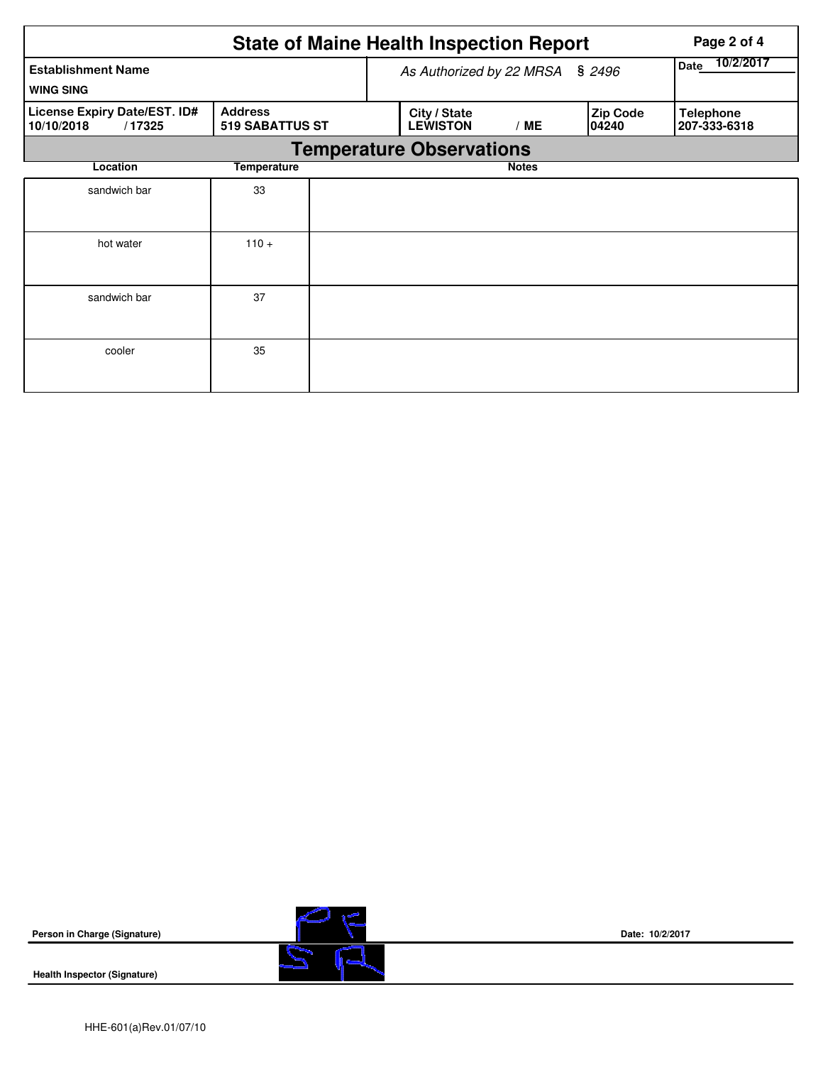# State of Maine Health Inspection Report

| Establishment Name | | As Authorized by 22 MRSA § 2496 | | | Date 10/2/2017 |
|---|---|---|---|---|---|
| WING SING | | | | | |
| License Expiry Date/EST. ID# | Address | City / State | | Zip Code | Telephone |
| 10/10/2018 / 17325 | 519 SABATTUS ST | LEWISTON | / ME | 04240 | 207-333-6318 |

## Temperature Observations

| Location | Temperature | Notes |
|---|---|---|
| sandwich bar | 33 | |
| hot water | 110 + | |
| sandwich bar | 37 | |
| cooler | 35 | |

**Person in Charge (Signature)** Date: 10/2/2017

**Health Inspector (Signature)**

HHE-601(a)Rev.01/07/10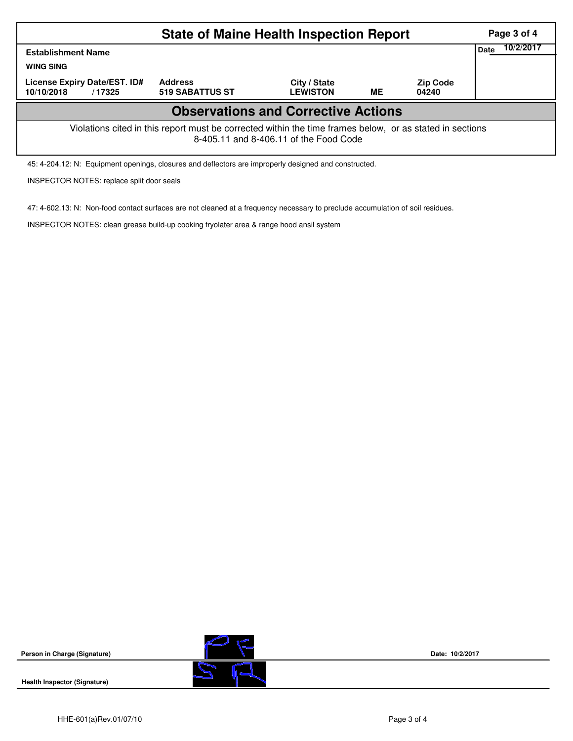# State of Maine Health Inspection Report

| Establishment Name | | | | | Date 10/2/2017 |
|---|---|---|---|---|---|
| WING SING | | | | | |
| License Expiry Date/EST. ID# | Address | City / State | | Zip Code | |
| 10/10/2018 / 17325 | 519 SABATTUS ST | LEWISTON | ME | 04240 | |

## Observations and Corrective Actions

Violations cited in this report must be corrected within the time frames below, or as stated in sections 8-405.11 and 8-406.11 of the Food Code

45: 4-204.12: N: Equipment openings, closures and deflectors are improperly designed and constructed.

INSPECTOR NOTES: replace split door seals

47: 4-602.13: N: Non-food contact surfaces are not cleaned at a frequency necessary to preclude accumulation of soil residues.

INSPECTOR NOTES: clean grease build-up cooking fryolater area & range hood ansil system

**Person in Charge (Signature)** Date: 10/2/2017

**Health Inspector (Signature)**

HHE-601(a)Rev.01/07/10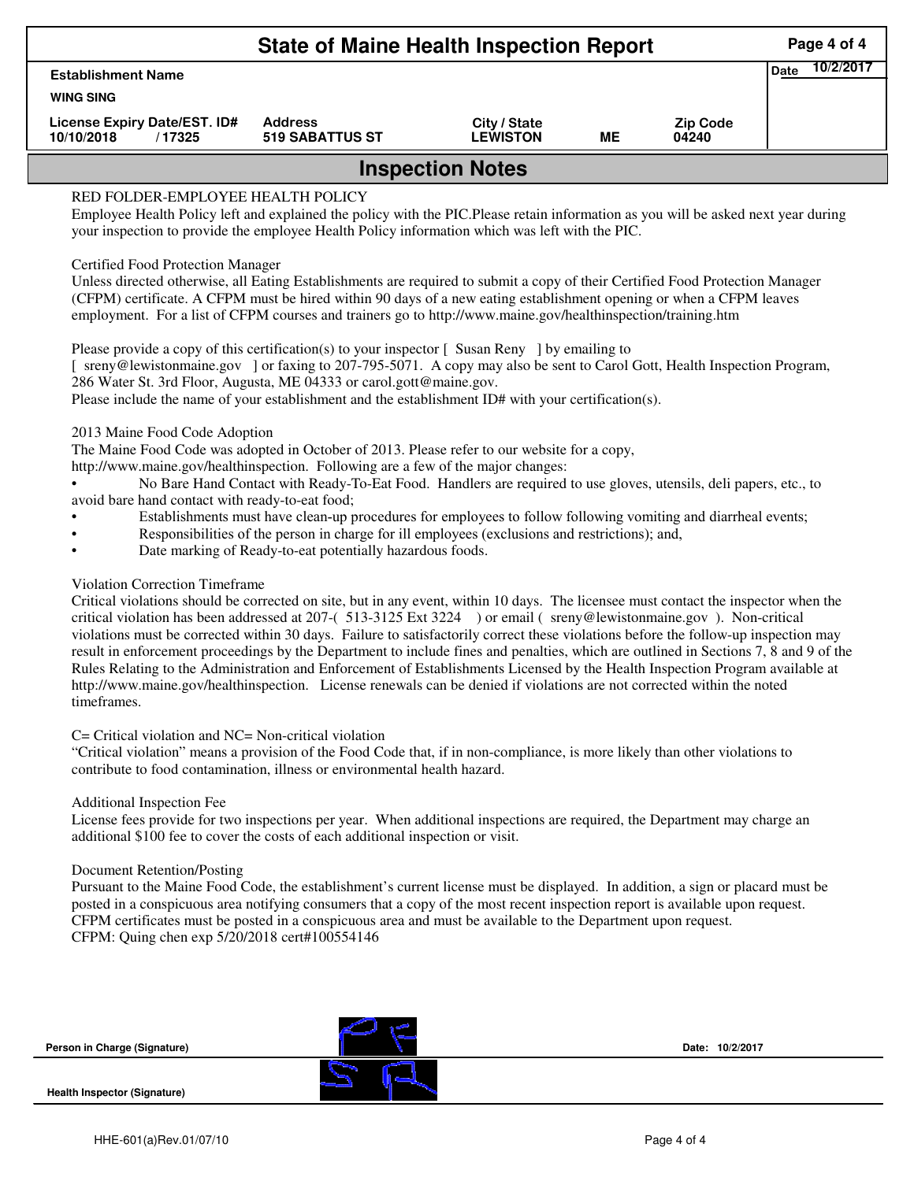# State of Maine Health Inspection Report

| Establishment Name | | | | | Date 10/2/2017 |
| --- | --- | --- | --- | --- | --- |
| WING SING | | | | | |
| License Expiry Date/EST. ID# | Address | City / State | | Zip Code | |
| 10/10/2018 / 17325 | 519 SABATTUS ST | LEWISTON | ME | 04240 | |

## Inspection Notes

RED FOLDER-EMPLOYEE HEALTH POLICY
Employee Health Policy left and explained the policy with the PIC.Please retain information as you will be asked next year during your inspection to provide the employee Health Policy information which was left with the PIC.

Certified Food Protection Manager
Unless directed otherwise, all Eating Establishments are required to submit a copy of their Certified Food Protection Manager (CFPM) certificate. A CFPM must be hired within 90 days of a new eating establishment opening or when a CFPM leaves employment. For a list of CFPM courses and trainers go to http://www.maine.gov/healthinspection/training.htm

Please provide a copy of this certification(s) to your inspector [ Susan Reny ] by emailing to
[ sreny@lewistonmaine.gov ] or faxing to 207-795-5071. A copy may also be sent to Carol Gott, Health Inspection Program, 286 Water St. 3rd Floor, Augusta, ME 04333 or carol.gott@maine.gov.
Please include the name of your establishment and the establishment ID# with your certification(s).

2013 Maine Food Code Adoption
The Maine Food Code was adopted in October of 2013. Please refer to our website for a copy,
http://www.maine.gov/healthinspection. Following are a few of the major changes:

- No Bare Hand Contact with Ready-To-Eat Food. Handlers are required to use gloves, utensils, deli papers, etc., to avoid bare hand contact with ready-to-eat food;
- Establishments must have clean-up procedures for employees to follow following vomiting and diarrheal events;
- Responsibilities of the person in charge for ill employees (exclusions and restrictions); and,
- Date marking of Ready-to-eat potentially hazardous foods.

Violation Correction Timeframe
Critical violations should be corrected on site, but in any event, within 10 days. The licensee must contact the inspector when the critical violation has been addressed at 207-( 513-3125 Ext 3224 ) or email ( sreny@lewistonmaine.gov ). Non-critical violations must be corrected within 30 days. Failure to satisfactorily correct these violations before the follow-up inspection may result in enforcement proceedings by the Department to include fines and penalties, which are outlined in Sections 7, 8 and 9 of the Rules Relating to the Administration and Enforcement of Establishments Licensed by the Health Inspection Program available at http://www.maine.gov/healthinspection. License renewals can be denied if violations are not corrected within the noted timeframes.

C= Critical violation and NC= Non-critical violation
"Critical violation" means a provision of the Food Code that, if in non-compliance, is more likely than other violations to contribute to food contamination, illness or environmental health hazard.

Additional Inspection Fee
License fees provide for two inspections per year. When additional inspections are required, the Department may charge an additional $100 fee to cover the costs of each additional inspection or visit.

Document Retention/Posting
Pursuant to the Maine Food Code, the establishment's current license must be displayed. In addition, a sign or placard must be posted in a conspicuous area notifying consumers that a copy of the most recent inspection report is available upon request. CFPM certificates must be posted in a conspicuous area and must be available to the Department upon request.
CFPM: Quing chen exp 5/20/2018 cert#100554146

Person in Charge (Signature) Date: 10/2/2017

Health Inspector (Signature)

HHE-601(a)Rev.01/07/10